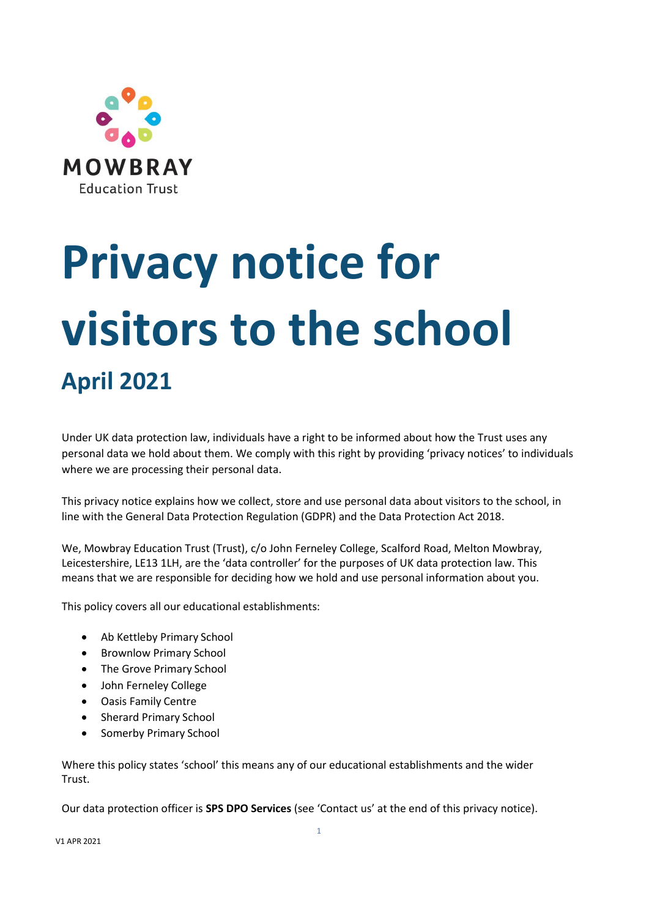MOWBRAY
Education Trust

# Privacy notice for visitors to the school

## April 2021

Under UK data protection law, individuals have a right to be informed about how the Trust uses any personal data we hold about them. We comply with this right by providing 'privacy notices' to individuals where we are processing their personal data.

This privacy notice explains how we collect, store and use personal data about visitors to the school, in line with the General Data Protection Regulation (GDPR) and the Data Protection Act 2018.

We, Mowbray Education Trust (Trust), c/o John Ferneley College, Scalford Road, Melton Mowbray, Leicestershire, LE13 1LH, are the 'data controller' for the purposes of UK data protection law. This means that we are responsible for deciding how we hold and use personal information about you.

This policy covers all our educational establishments:

- Ab Kettleby Primary School
- Brownlow Primary School
- The Grove Primary School
- John Ferneley College
- Oasis Family Centre
- Sherard Primary School
- Somerby Primary School

Where this policy states 'school' this means any of our educational establishments and the wider Trust.

Our data protection officer is **SPS DPO Services** (see 'Contact us' at the end of this privacy notice).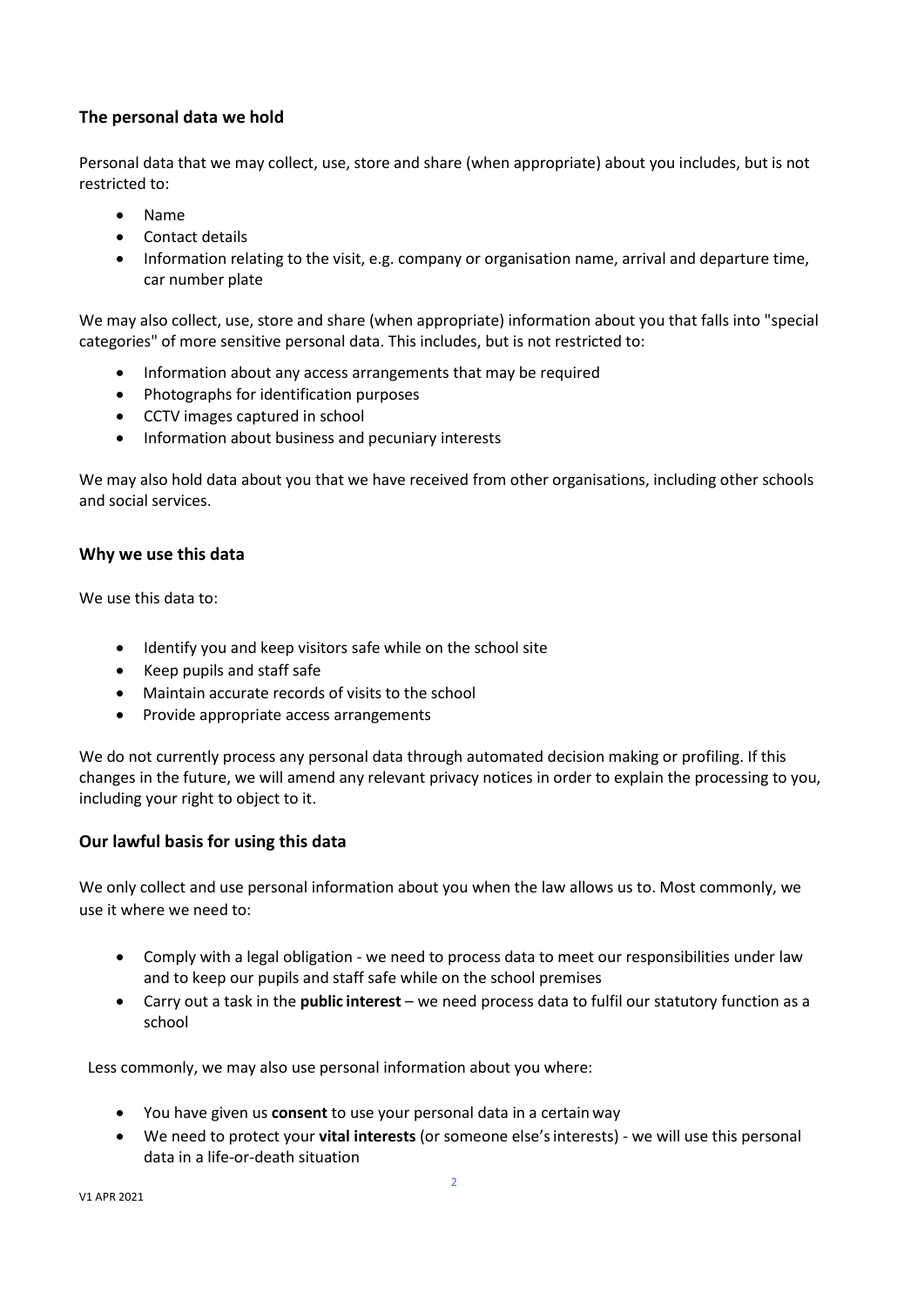### The personal data we hold

Personal data that we may collect, use, store and share (when appropriate) about you includes, but is not restricted to:

- Name
- Contact details
- Information relating to the visit, e.g. company or organisation name, arrival and departure time, car number plate

We may also collect, use, store and share (when appropriate) information about you that falls into "special categories" of more sensitive personal data. This includes, but is not restricted to:

- Information about any access arrangements that may be required
- Photographs for identification purposes
- CCTV images captured in school
- Information about business and pecuniary interests

We may also hold data about you that we have received from other organisations, including other schools and social services.

### Why we use this data

We use this data to:

- Identify you and keep visitors safe while on the school site
- Keep pupils and staff safe
- Maintain accurate records of visits to the school
- Provide appropriate access arrangements

We do not currently process any personal data through automated decision making or profiling. If this changes in the future, we will amend any relevant privacy notices in order to explain the processing to you, including your right to object to it.

### Our lawful basis for using this data

We only collect and use personal information about you when the law allows us to. Most commonly, we use it where we need to:

- Comply with a legal obligation - we need to process data to meet our responsibilities under law and to keep our pupils and staff safe while on the school premises
- Carry out a task in the **public interest** – we need process data to fulfil our statutory function as a school

Less commonly, we may also use personal information about you where:

- You have given us **consent** to use your personal data in a certain way
- We need to protect your **vital interests** (or someone else's interests) - we will use this personal data in a life-or-death situation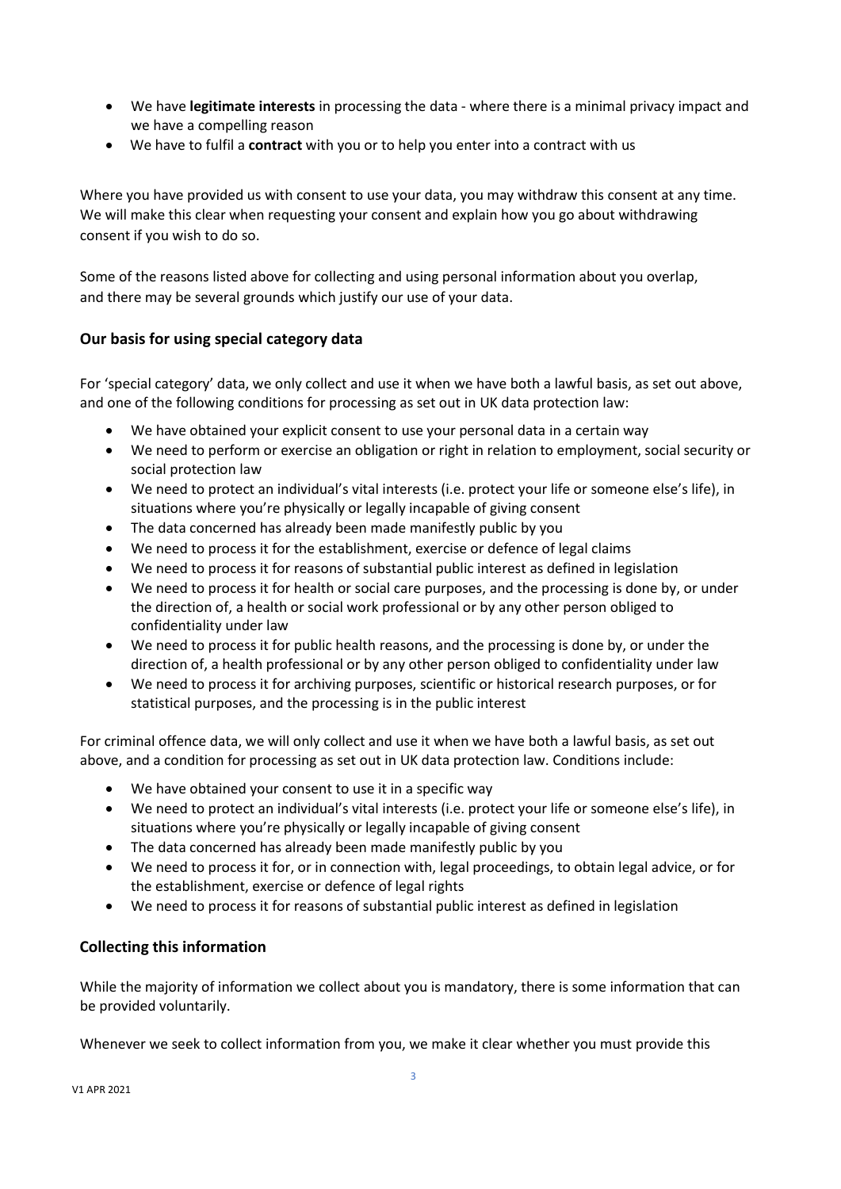- We have **legitimate interests** in processing the data - where there is a minimal privacy impact and we have a compelling reason
- We have to fulfil a **contract** with you or to help you enter into a contract with us

Where you have provided us with consent to use your data, you may withdraw this consent at any time. We will make this clear when requesting your consent and explain how you go about withdrawing consent if you wish to do so.

Some of the reasons listed above for collecting and using personal information about you overlap, and there may be several grounds which justify our use of your data.

### Our basis for using special category data

For 'special category' data, we only collect and use it when we have both a lawful basis, as set out above, and one of the following conditions for processing as set out in UK data protection law:

- We have obtained your explicit consent to use your personal data in a certain way
- We need to perform or exercise an obligation or right in relation to employment, social security or social protection law
- We need to protect an individual's vital interests (i.e. protect your life or someone else's life), in situations where you're physically or legally incapable of giving consent
- The data concerned has already been made manifestly public by you
- We need to process it for the establishment, exercise or defence of legal claims
- We need to process it for reasons of substantial public interest as defined in legislation
- We need to process it for health or social care purposes, and the processing is done by, or under the direction of, a health or social work professional or by any other person obliged to confidentiality under law
- We need to process it for public health reasons, and the processing is done by, or under the direction of, a health professional or by any other person obliged to confidentiality under law
- We need to process it for archiving purposes, scientific or historical research purposes, or for statistical purposes, and the processing is in the public interest

For criminal offence data, we will only collect and use it when we have both a lawful basis, as set out above, and a condition for processing as set out in UK data protection law. Conditions include:

- We have obtained your consent to use it in a specific way
- We need to protect an individual's vital interests (i.e. protect your life or someone else's life), in situations where you're physically or legally incapable of giving consent
- The data concerned has already been made manifestly public by you
- We need to process it for, or in connection with, legal proceedings, to obtain legal advice, or for the establishment, exercise or defence of legal rights
- We need to process it for reasons of substantial public interest as defined in legislation

### Collecting this information

While the majority of information we collect about you is mandatory, there is some information that can be provided voluntarily.

Whenever we seek to collect information from you, we make it clear whether you must provide this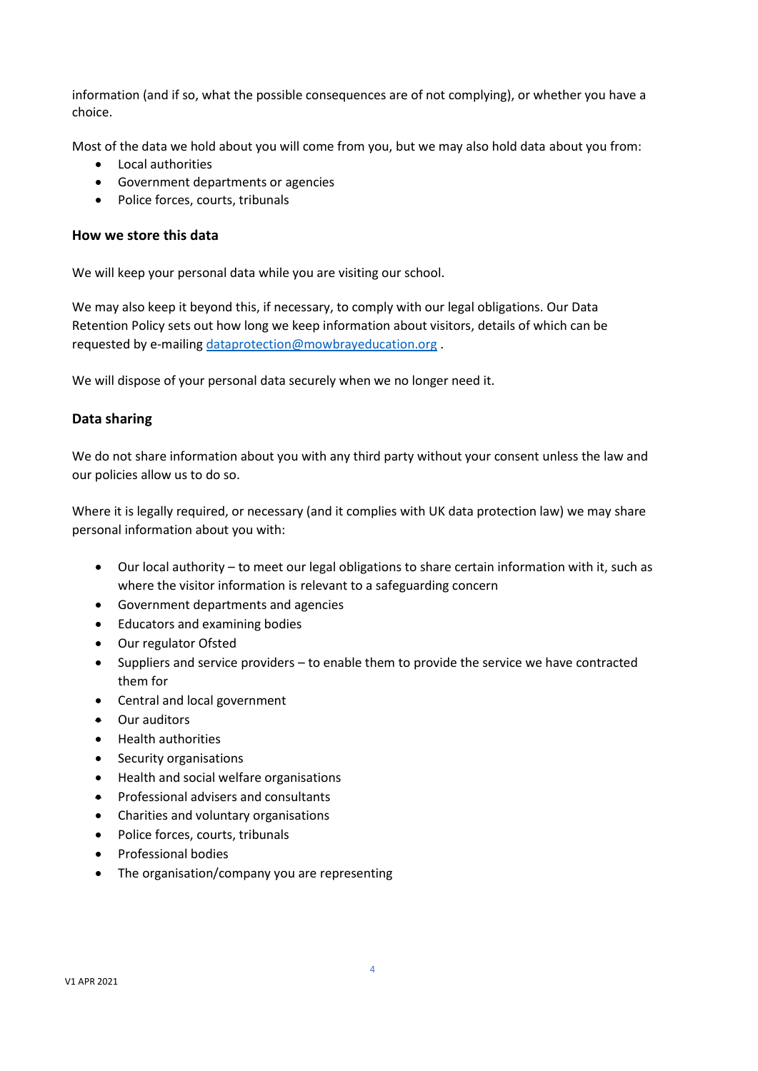information (and if so, what the possible consequences are of not complying), or whether you have a choice.

Most of the data we hold about you will come from you, but we may also hold data about you from:

- Local authorities
- Government departments or agencies
- Police forces, courts, tribunals

### How we store this data

We will keep your personal data while you are visiting our school.

We may also keep it beyond this, if necessary, to comply with our legal obligations. Our Data Retention Policy sets out how long we keep information about visitors, details of which can be requested by e-mailing [dataprotection@mowbrayeducation.org](mailto:dataprotection@mowbrayeducation.org) .

We will dispose of your personal data securely when we no longer need it.

### Data sharing

We do not share information about you with any third party without your consent unless the law and our policies allow us to do so.

Where it is legally required, or necessary (and it complies with UK data protection law) we may share personal information about you with:

- Our local authority – to meet our legal obligations to share certain information with it, such as where the visitor information is relevant to a safeguarding concern
- Government departments and agencies
- Educators and examining bodies
- Our regulator Ofsted
- Suppliers and service providers – to enable them to provide the service we have contracted them for
- Central and local government
- Our auditors
- Health authorities
- Security organisations
- Health and social welfare organisations
- Professional advisers and consultants
- Charities and voluntary organisations
- Police forces, courts, tribunals
- Professional bodies
- The organisation/company you are representing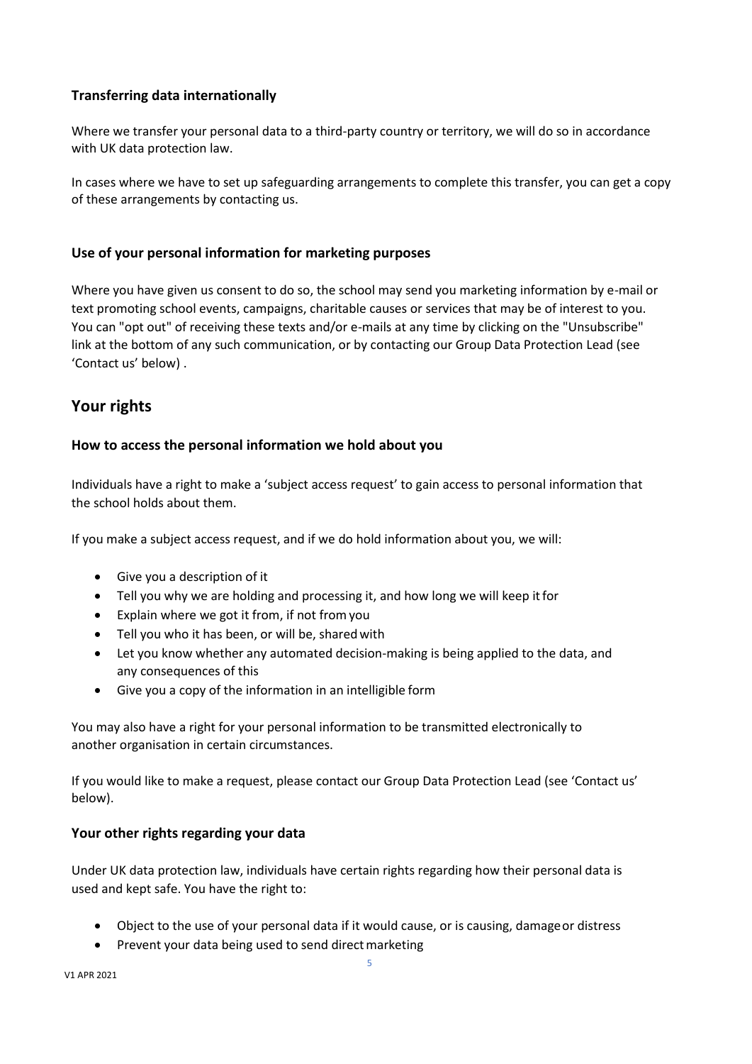### Transferring data internationally

Where we transfer your personal data to a third-party country or territory, we will do so in accordance with UK data protection law.

In cases where we have to set up safeguarding arrangements to complete this transfer, you can get a copy of these arrangements by contacting us.

### Use of your personal information for marketing purposes

Where you have given us consent to do so, the school may send you marketing information by e-mail or text promoting school events, campaigns, charitable causes or services that may be of interest to you. You can "opt out" of receiving these texts and/or e-mails at any time by clicking on the "Unsubscribe" link at the bottom of any such communication, or by contacting our Group Data Protection Lead (see 'Contact us' below) .

## Your rights

### How to access the personal information we hold about you

Individuals have a right to make a 'subject access request' to gain access to personal information that the school holds about them.

If you make a subject access request, and if we do hold information about you, we will:

- Give you a description of it
- Tell you why we are holding and processing it, and how long we will keep it for
- Explain where we got it from, if not from you
- Tell you who it has been, or will be, shared with
- Let you know whether any automated decision-making is being applied to the data, and any consequences of this
- Give you a copy of the information in an intelligible form

You may also have a right for your personal information to be transmitted electronically to another organisation in certain circumstances.

If you would like to make a request, please contact our Group Data Protection Lead (see 'Contact us' below).

### Your other rights regarding your data

Under UK data protection law, individuals have certain rights regarding how their personal data is used and kept safe. You have the right to:

- Object to the use of your personal data if it would cause, or is causing, damage or distress
- Prevent your data being used to send direct marketing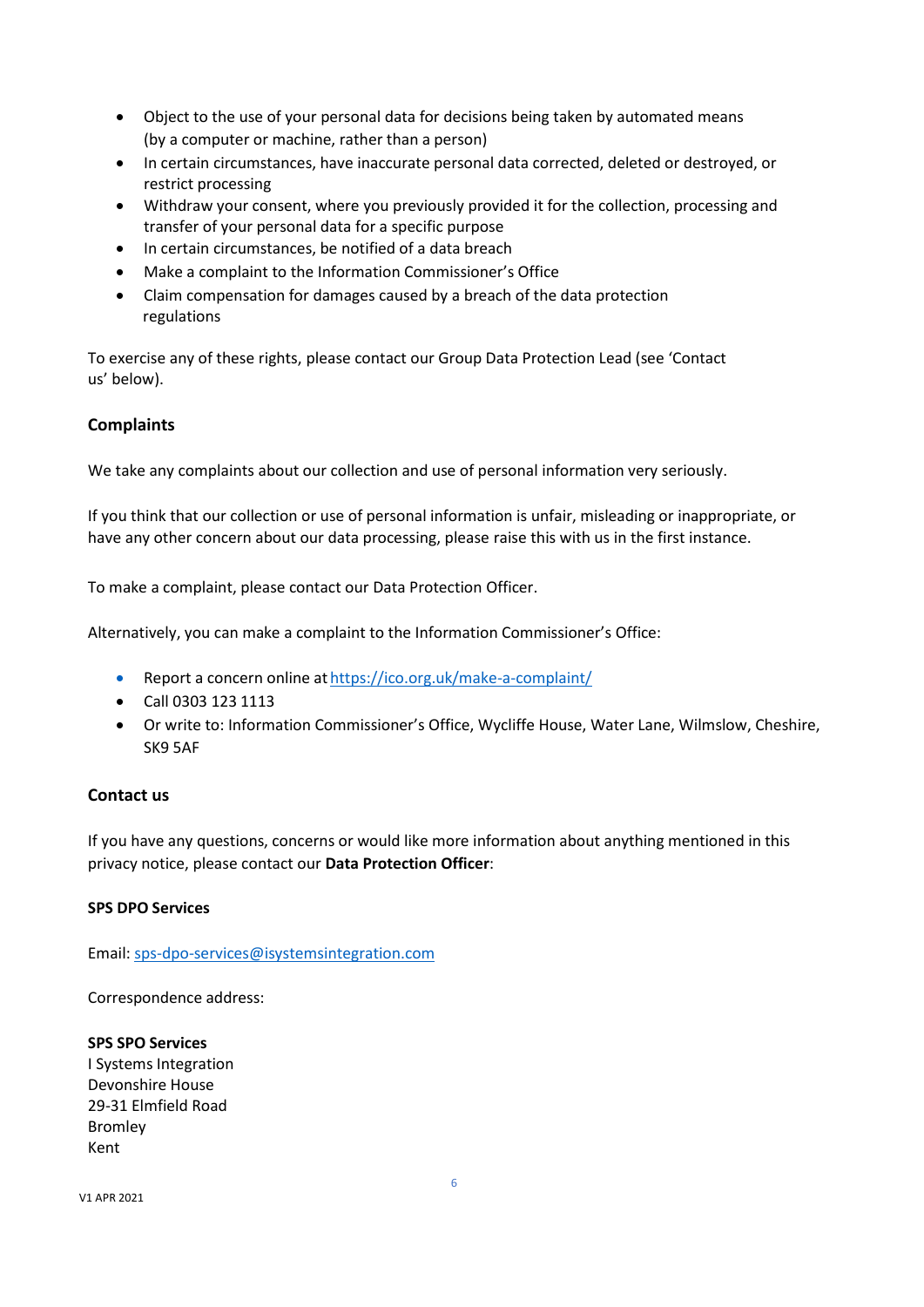- Object to the use of your personal data for decisions being taken by automated means (by a computer or machine, rather than a person)
- In certain circumstances, have inaccurate personal data corrected, deleted or destroyed, or restrict processing
- Withdraw your consent, where you previously provided it for the collection, processing and transfer of your personal data for a specific purpose
- In certain circumstances, be notified of a data breach
- Make a complaint to the Information Commissioner's Office
- Claim compensation for damages caused by a breach of the data protection regulations

To exercise any of these rights, please contact our Group Data Protection Lead (see 'Contact us' below).

## Complaints

We take any complaints about our collection and use of personal information very seriously.

If you think that our collection or use of personal information is unfair, misleading or inappropriate, or have any other concern about our data processing, please raise this with us in the first instance.

To make a complaint, please contact our Data Protection Officer.

Alternatively, you can make a complaint to the Information Commissioner's Office:

- Report a concern online at https://ico.org.uk/make-a-complaint/
- Call 0303 123 1113
- Or write to: Information Commissioner's Office, Wycliffe House, Water Lane, Wilmslow, Cheshire, SK9 5AF

## Contact us

If you have any questions, concerns or would like more information about anything mentioned in this privacy notice, please contact our **Data Protection Officer**:

**SPS DPO Services**

Email: sps-dpo-services@isystemsintegration.com

Correspondence address:

**SPS SPO Services**
I Systems Integration
Devonshire House
29-31 Elmfield Road
Bromley
Kent

V1 APR 2021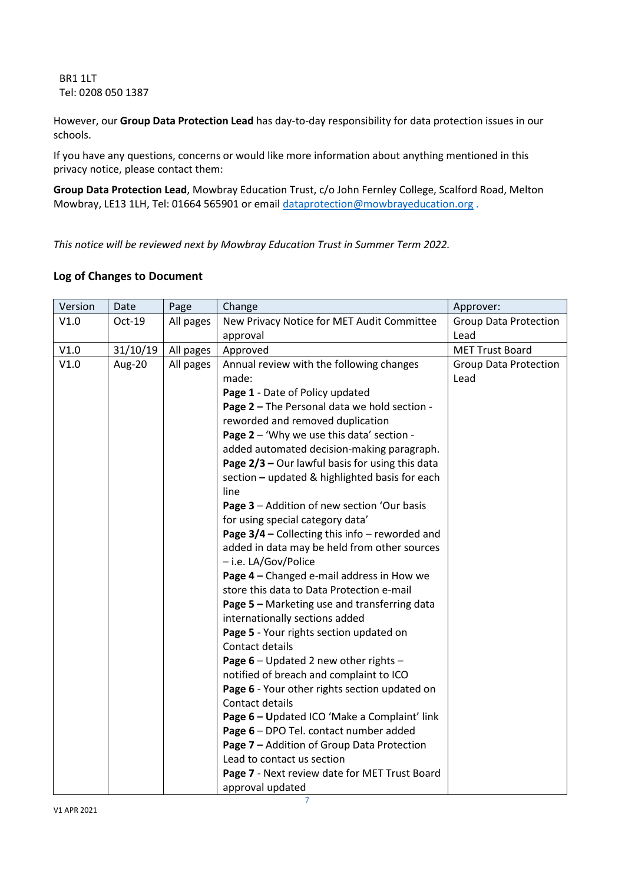BR1 1LT
Tel: 0208 050 1387

However, our **Group Data Protection Lead** has day-to-day responsibility for data protection issues in our schools.

If you have any questions, concerns or would like more information about anything mentioned in this privacy notice, please contact them:

**Group Data Protection Lead**, Mowbray Education Trust, c/o John Fernley College, Scalford Road, Melton Mowbray, LE13 1LH, Tel: 01664 565901 or email dataprotection@mowbrayeducation.org .

*This notice will be reviewed next by Mowbray Education Trust in Summer Term 2022.*

## Log of Changes to Document

| Version | Date | Page | Change | Approver: |
|---|---|---|---|---|
| V1.0 | Oct-19 | All pages | New Privacy Notice for MET Audit Committee approval | Group Data Protection Lead |
| V1.0 | 31/10/19 | All pages | Approved | MET Trust Board |
| V1.0 | Aug-20 | All pages | Annual review with the following changes made:<br>**Page 1** - Date of Policy updated<br>**Page 2 –** The Personal data we hold section - reworded and removed duplication<br>**Page 2** – 'Why we use this data' section - added automated decision-making paragraph.<br>**Page 2/3 –** Our lawful basis for using this data section **–** updated & highlighted basis for each line<br>**Page 3** – Addition of new section 'Our basis for using special category data'<br>**Page 3/4 –** Collecting this info – reworded and added in data may be held from other sources – i.e. LA/Gov/Police<br>**Page 4 –** Changed e-mail address in How we store this data to Data Protection e-mail<br>**Page 5 –** Marketing use and transferring data internationally sections added<br>**Page 5** - Your rights section updated on Contact details<br>**Page 6** – Updated 2 new other rights – notified of breach and complaint to ICO<br>**Page 6** - Your other rights section updated on Contact details<br>**Page 6 – U**pdated ICO 'Make a Complaint' link<br>**Page 6** – DPO Tel. contact number added<br>**Page 7 –** Addition of Group Data Protection Lead to contact us section<br>**Page 7** - Next review date for MET Trust Board approval updated | Group Data Protection Lead |

V1 APR 2021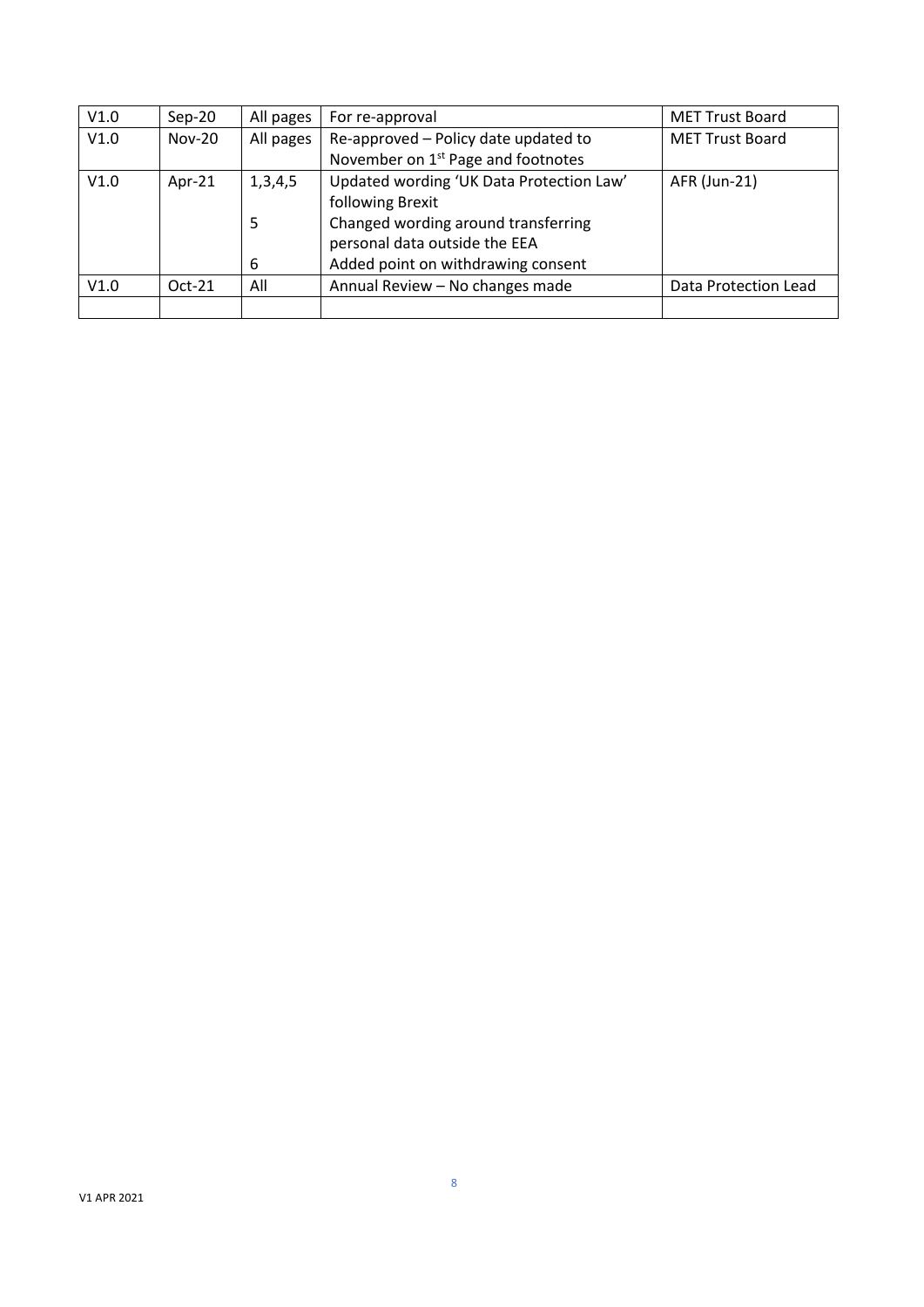| | | | | |
|---|---|---|---|---|
| V1.0 | Sep-20 | All pages | For re-approval | MET Trust Board |
| V1.0 | Nov-20 | All pages | Re-approved – Policy date updated to November on 1st Page and footnotes | MET Trust Board |
| V1.0 | Apr-21 | 1,3,4,5<br><br>5<br><br>6 | Updated wording 'UK Data Protection Law' following Brexit<br>Changed wording around transferring personal data outside the EEA<br>Added point on withdrawing consent | AFR (Jun-21) |
| V1.0 | Oct-21 | All | Annual Review – No changes made | Data Protection Lead |
| | | | | |

V1 APR 2021